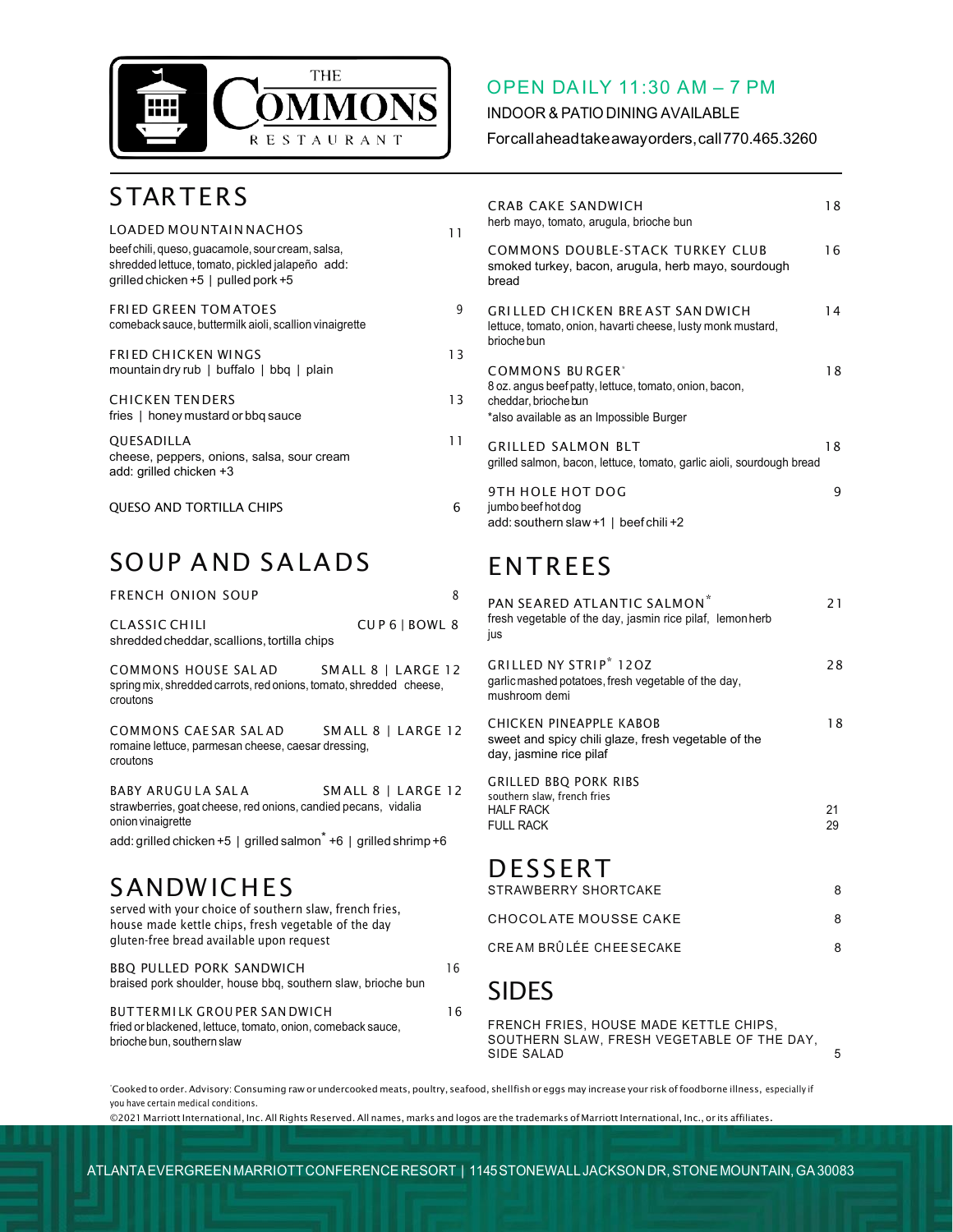THE COMMONS RESTAURANT

OPEN DAILY 11:30 AM – 7 PM

INDOOR & PATIO DINING AVAILABLE

For call ahead take away orders, call 770.465.3260

## STARTERS

**LOADED MOUNTAIN NACHOS** 11
beef chili, queso, guacamole, sour cream, salsa, shredded lettuce, tomato, pickled jalapeño add: grilled chicken +5 | pulled pork +5

**FRIED GREEN TOMATOES** 9
comeback sauce, buttermilk aioli, scallion vinaigrette

**FRIED CHICKEN WINGS** 13
mountain dry rub | buffalo | bbq | plain

**CHICKEN TENDERS** 13
fries | honey mustard or bbq sauce

**QUESADILLA** 11
cheese, peppers, onions, salsa, sour cream
add: grilled chicken +3

**QUESO AND TORTILLA CHIPS** 6

## SOUP AND SALADS

**FRENCH ONION SOUP** 8

**CLASSIC CHILI** CUP 6 | BOWL 8
shredded cheddar, scallions, tortilla chips

**COMMONS HOUSE SALAD** SMALL 8 | LARGE 12
spring mix, shredded carrots, red onions, tomato, shredded cheese, croutons

**COMMONS CAESAR SALAD** SMALL 8 | LARGE 12
romaine lettuce, parmesan cheese, caesar dressing, croutons

**BABY ARUGULA SALA** SMALL 8 | LARGE 12
strawberries, goat cheese, red onions, candied pecans, vidalia onion vinaigrette

add: grilled chicken +5 | grilled salmon* +6 | grilled shrimp +6

## SANDWICHES

served with your choice of southern slaw, french fries, house made kettle chips, fresh vegetable of the day
gluten-free bread available upon request

**BBQ PULLED PORK SANDWICH** 16
braised pork shoulder, house bbq, southern slaw, brioche bun

**BUTTERMILK GROUPER SANDWICH** 16
fried or blackened, lettuce, tomato, onion, comeback sauce, brioche bun, southern slaw

**CRAB CAKE SANDWICH** 18
herb mayo, tomato, arugula, brioche bun

**COMMONS DOUBLE-STACK TURKEY CLUB** 16
smoked turkey, bacon, arugula, herb mayo, sourdough bread

**GRILLED CHICKEN BREAST SANDWICH** 14
lettuce, tomato, onion, havarti cheese, lusty monk mustard, brioche bun

**COMMONS BURGER*** 18
8 oz. angus beef patty, lettuce, tomato, onion, bacon, cheddar, brioche bun
*also available as an Impossible Burger

**GRILLED SALMON BLT** 18
grilled salmon, bacon, lettuce, tomato, garlic aioli, sourdough bread

**9TH HOLE HOT DOG** 9
jumbo beef hot dog
add: southern slaw +1 | beef chili +2

## ENTREES

**PAN SEARED ATLANTIC SALMON*** 21
fresh vegetable of the day, jasmin rice pilaf, lemon herb jus

**GRILLED NY STRIP* 12OZ** 28
garlic mashed potatoes, fresh vegetable of the day, mushroom demi

**CHICKEN PINEAPPLE KABOB** 18
sweet and spicy chili glaze, fresh vegetable of the day, jasmine rice pilaf

**GRILLED BBQ PORK RIBS**
southern slaw, french fries
HALF RACK 21
FULL RACK 29

## DESSERT

**STRAWBERRY SHORTCAKE** 8

**CHOCOLATE MOUSSE CAKE** 8

**CREAM BRÛLÉE CHEESECAKE** 8

## SIDES

FRENCH FRIES, HOUSE MADE KETTLE CHIPS, SOUTHERN SLAW, FRESH VEGETABLE OF THE DAY, SIDE SALAD 5

*Cooked to order. Advisory: Consuming raw or undercooked meats, poultry, seafood, shellfish or eggs may increase your risk of foodborne illness, especially if you have certain medical conditions.

©2021 Marriott International, Inc. All Rights Reserved. All names, marks and logos are the trademarks of Marriott International, Inc., or its affiliates.

ATLANTA EVERGREEN MARRIOTT CONFERENCE RESORT | 1145 STONEWALL JACKSON DR, STONE MOUNTAIN, GA 30083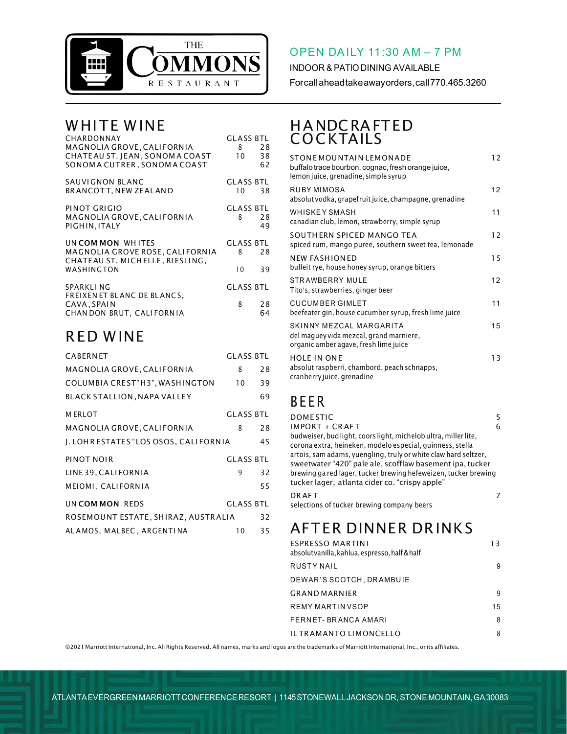THE COMMONS RESTAURANT

OPEN DAILY 11:30 AM – 7 PM

INDOOR & PATIO DINING AVAILABLE

For call ahead take away orders, call 770.465.3260

# WHITE WINE

| CHARDONNAY | GLASS | BTL |
|---|---|---|
| MAGNOLIA GROVE, CALIFORNIA | 8 | 28 |
| CHATEAU ST. JEAN, SONOMA COAST | 10 | 38 |
| SONOMA CUTRER, SONOMA COAST | | 62 |

| SAUVIGNON BLANC | GLASS | BTL |
|---|---|---|
| BRANCOTT, NEW ZEALAND | 10 | 38 |

| PINOT GRIGIO | GLASS | BTL |
|---|---|---|
| MAGNOLIA GROVE, CALIFORNIA | 8 | 28 |
| PIGHIN, ITALY | | 49 |

| UN**COMMON** WHITES | GLASS | BTL |
|---|---|---|
| MAGNOLIA GROVE ROSE, CALIFORNIA | 8 | 28 |
| CHATEAU ST. MICHELLE, RIESLING, WASHINGTON | 10 | 39 |

| SPARKLING | GLASS | BTL |
|---|---|---|
| FREIXENET BLANC DE BLANCS, CAVA, SPAIN | 8 | 28 |
| CHANDON BRUT, CALIFORNIA | | 64 |

# RED WINE

| CABERNET | GLASS | BTL |
|---|---|---|
| MAGNOLIA GROVE, CALIFORNIA | 8 | 28 |
| COLUMBIA CREST "H3", WASHINGTON | 10 | 39 |
| BLACK STALLION, NAPA VALLEY | | 69 |

| MERLOT | GLASS | BTL |
|---|---|---|
| MAGNOLIA GROVE, CALIFORNIA | 8 | 28 |
| J. LOHR ESTATES "LOS OSOS, CALIFORNIA | | 45 |

| PINOT NOIR | GLASS | BTL |
|---|---|---|
| LINE 39, CALIFORNIA | 9 | 32 |
| MEIOMI, CALIFORNIA | | 55 |

| UN**COMMON** REDS | GLASS | BTL |
|---|---|---|
| ROSEMOUNT ESTATE, SHIRAZ, AUSTRALIA | | 32 |
| ALAMOS, MALBEC, ARGENTINA | 10 | 35 |

# HANDCRAFTED COCKTAILS

**STONE MOUNTAIN LEMONADE** 12
buffalo trace bourbon, cognac, fresh orange juice, lemon juice, grenadine, simple syrup

**RUBY MIMOSA** 12
absolut vodka, grapefruit juice, champagne, grenadine

**WHISKEY SMASH** 11
canadian club, lemon, strawberry, simple syrup

**SOUTHERN SPICED MANGO TEA** 12
spiced rum, mango puree, southern sweet tea, lemonade

**NEW FASHIONED** 15
bulleit rye, house honey syrup, orange bitters

**STRAWBERRY MULE** 12
Tito's, strawberries, ginger beer

**CUCUMBER GIMLET** 11
beefeater gin, house cucumber syrup, fresh lime juice

**SKINNY MEZCAL MARGARITA** 15
del maguey vida mezcal, grand marniere, organic amber agave, fresh lime juice

**HOLE IN ONE** 13
absolut raspberri, chambord, peach schnapps, cranberry juice, grenadine

# BEER

**DOMESTIC** 5

**IMPORT + CRAFT** 6

budweiser, bud light, coors light, michelob ultra, miller lite, corona extra, heineken, modelo especial, guinness, stella artois, sam adams, yuengling, truly or white claw hard seltzer, sweetwater "420" pale ale, scofflaw basement ipa, tucker brewing ga red lager, tucker brewing hefeweizen, tucker brewing tucker lager, atlanta cider co. "crispy apple"

**DRAFT** 7
selections of tucker brewing company beers

# AFTER DINNER DRINKS

**ESPRESSO MARTINI** 13
absolut vanilla, kahlua, espresso, half & half

**RUSTY NAIL** 9
DEWAR'S SCOTCH, DRAMBUIE

**GRAND MARNIER** 9

**REMY MARTIN VSOP** 15

**FERNET- BRANCA AMARI** 8

**IL TRAMANTO LIMONCELLO** 8

©2021 Marriott International, Inc. All Rights Reserved. All names, marks and logos are the trademarks of Marriott International, Inc., or its affiliates.

ATLANTA EVERGREEN MARRIOTT CONFERENCE RESORT | 1145 STONEWALL JACKSON DR, STONE MOUNTAIN, GA 30083